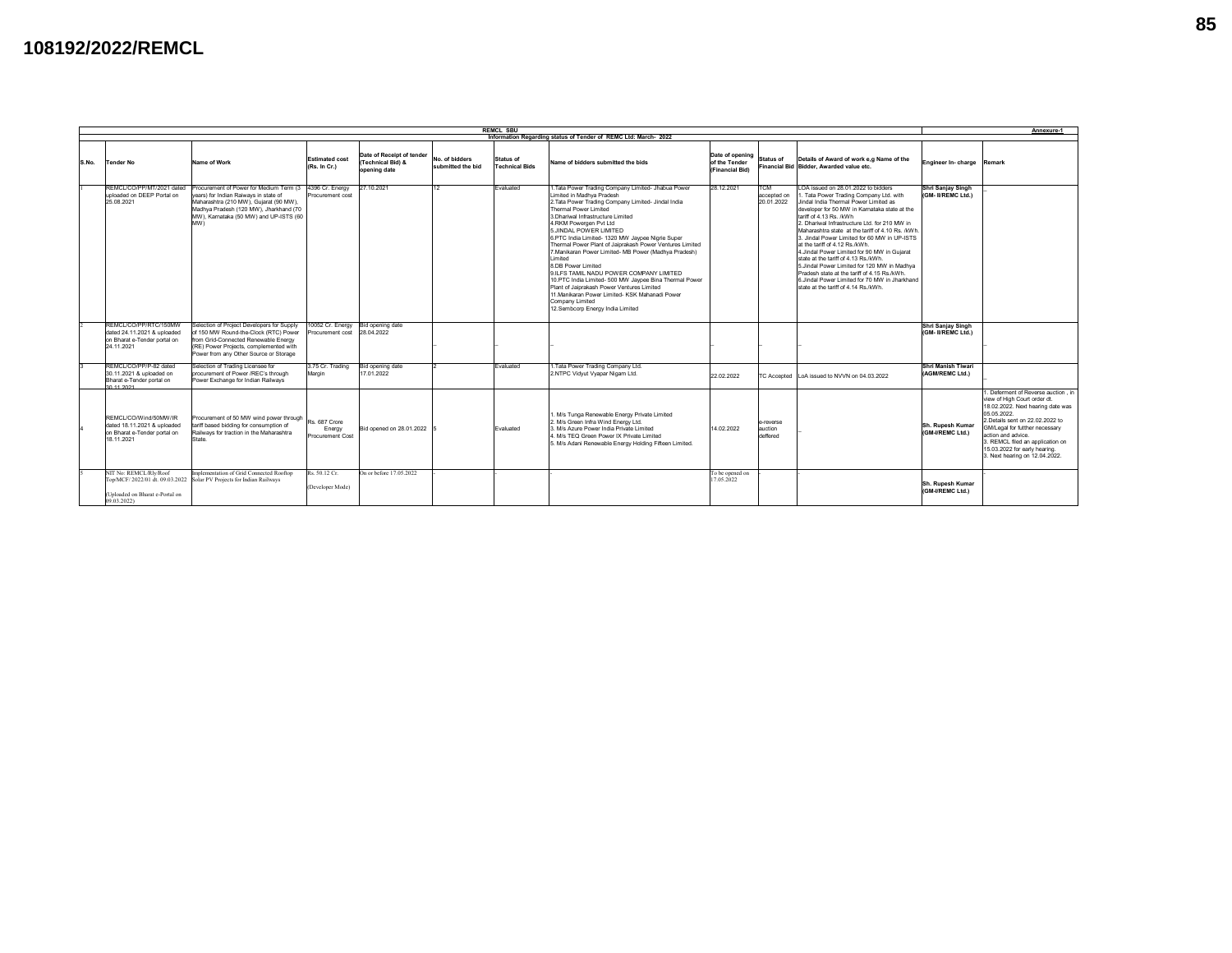# 108192/2022/REMCL

| REMCL SBU<br>Information Regarding status of Tender of REMC Ltd: March- 2022 | | | | | | | | | | | | Annexure-1 |
|---|---|---|---|---|---|---|---|---|---|---|---|---|
| S.No. | Tender No | Name of Work | Estimated cost (Rs. In Cr.) | Date of Receipt of tender (Technical Bid) & opening date | No. of bidders submitted the bid | Status of Technical Bids | Name of bidders submitted the bids | Date of opening of the Tender (Financial Bid) | Status of Financial Bid | Details of Award of work e.g Name of the Bidder, Awarded value etc. | Engineer In- charge | Remark |
| 1 | REMCL/CO/PP/MT/2021 dated uploaded on DEEP Portal on 25.08.2021 | Procurement of Power for Medium Term (3 years) for Indian Railways in state of Maharashtra (210 MW), Gujarat (90 MW), Madhya Pradesh (120 MW), Jharkhand (70 MW), Karnataka (50 MW) and UP-ISTS (60 MW) | 4396 Cr. Energy Procurement cost | 27.10.2021 | 12 | Evaluated | 1.Tata Power Trading Company Limited- Jhabua Power Limited in Madhya Pradesh<br>2.Tata Power Trading Company Limited- Jindal India Thermal Power Limited<br>3.Dhariwal Infrastructure Limited<br>4.RKM Powergen Pvt Ltd<br>5.JINDAL POWER LIMITED<br>6.PTC India Limited- 1320 MW Jaypee Nigrie Super Thermal Power Plant of Jaiprakash Power Ventures Limited<br>7.Manikaran Power Limited- MB Power (Madhya Pradesh) Limited<br>8.DB Power Limited<br>9.ILFS TAMIL NADU POWER COMPANY LIMITED<br>10.PTC India Limited- 500 MW Jaypee Bina Thermal Power Plant of Jaiprakash Power Ventures Limited<br>11.Manikaran Power Limited- KSK Mahanadi Power Company Limited<br>12.Sembcorp Energy India Limited | 28.12.2021 | TCM accepted on 20.01.2022 | LOA issued on 28.01.2022 to bidders<br>1. Tata Power Trading Company Ltd. with Jindal India Thermal Power Limited as developer for 50 MW in Karnataka state at the tariff of 4.13 Rs. /kWh<br>2. Dhariwal Infrastructure Ltd. for 210 MW in Maharashtra state at the tariff of 4.10 Rs. /kWh.<br>3. Jindal Power Limited for 60 MW in UP-ISTS at the tariff of 4.12 Rs./kWh.<br>4.Jindal Power Limited for 90 MW in Gujarat state at the tariff of 4.13 Rs./kWh.<br>5.Jindal Power Limited for 120 MW in Madhya Pradesh state at the tariff of 4.15 Rs./kWh.<br>6.Jindal Power Limited for 70 MW in Jharkhand state at the tariff of 4.14 Rs./kWh. | Shri Sanjay Singh (GM- II/REMC Ltd.) | _ |
| 2 | REMCL/CO/PP/RTC/150MW dated 24.11.2021 & uploaded on Bharat e-Tender portal on 24.11.2021 | Selection of Project Developers for Supply of 150 MW Round-the-Clock (RTC) Power from Grid-Connected Renewable Energy (RE) Power Projects, complemented with Power from any Other Source or Storage | 10052 Cr. Energy Procurement cost | Bid opening date 28.04.2022 | _ | _ | _ | _ | _ | _ | Shri Sanjay Singh (GM- II/REMC Ltd.) | _ |
| 3 | REMCL/CO/PP/P-82 dated 30.11.2021 & uploaded on Bharat e-Tender portal on 30.11.2021 | Selection of Trading Licensee for procurement of Power /REC's through Power Exchange for Indian Railways | 3.75 Cr. Trading Margin | Bid opening date 17.01.2022 | 2 | Evaluated | 1.Tata Power Trading Company Ltd.<br>2.NTPC Vidyut Vyapar Nigam Ltd. | 22.02.2022 | TC Accepted | LoA issued to NVVN on 04.03.2022 | Shri Manish Tiwari (AGM/REMC Ltd.) | _ |
| 4 | REMCL/CO/Wind/50MW/IR dated 18.11.2021 & uploaded on Bharat e-Tender portal on 18.11.2021 | Procurement of 50 MW wind power through tariff based bidding for consumption of Railways for traction in the Maharashtra State. | Rs. 687 Crore Energy Procurement Cost | Bid opened on 28.01.2022 | 5 | Evaluated | 1. M/s Tunga Renewable Energy Private Limited<br>2. M/s Green Infra Wind Energy Ltd.<br>3. M/s Azure Power India Private Limited<br>4. M/s TEQ Green Power IX Private Limited<br>5. M/s Adani Renewable Energy Holding Fifteen Limited. | 14.02.2022 | e-reverse auction deffered | _ | Sh. Rupesh Kumar (GM-I/REMC Ltd.) | 1. Deferment of Reverse auction , in view of High Court order dt. 18.02.2022. Next hearing date was 05.05.2022.<br>2.Details sent on 22.02.2022 to GM/Legal for futher necessary action and advice.<br>3. REMCL filed an application on 15.03.2022 for early hearing.<br>3. Next hearing on 12.04.2022. |
| 5 | NIT No: REMCL/Rly/Roof Top/MCF/ 2022/01 dt. 09.03.2022<br><br>(Uploaded on Bharat e-Portal on 09.03.2022) | Implementation of Grid Connected Rooftop Solar PV Projects for Indian Railways | Rs. 50.12 Cr.<br><br>(Developer Mode) | On or before 17.05.2022 | - | - | - | To be opened on 17.05.2022 | - | - | Sh. Rupesh Kumar (GM-I/REMC Ltd.) | - |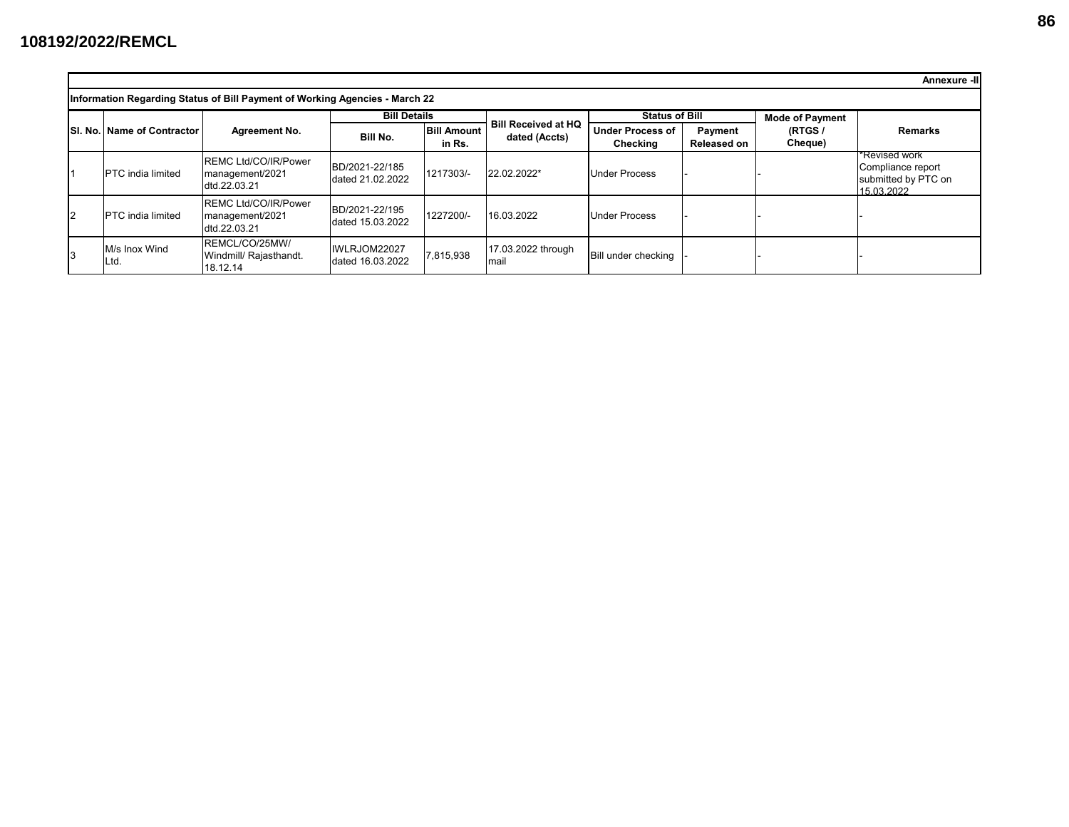108192/2022/REMCL

**Annexure -II**

**Information Regarding Status of Bill Payment of Working Agencies - March 22**

| Sl. No. | Name of Contractor | Agreement No. | Bill Details | | Bill Received at HQ dated (Accts) | Status of Bill | | Mode of Payment (RTGS / Cheque) | Remarks |
|---|---|---|---|---|---|---|---|---|---|
| | | | Bill No. | Bill Amount in Rs. | | Under Process of Checking | Payment Released on | | |
| 1 | PTC india limited | REMC Ltd/CO/IR/Power management/2021 dtd.22.03.21 | BD/2021-22/185 dated 21.02.2022 | 1217303/- | 22.02.2022* | Under Process | - | - | *Revised work Compliance report submitted by PTC on 15.03.2022 |
| 2 | PTC india limited | REMC Ltd/CO/IR/Power management/2021 dtd.22.03.21 | BD/2021-22/195 dated 15.03.2022 | 1227200/- | 16.03.2022 | Under Process | - | - | - |
| 3 | M/s Inox Wind Ltd. | REMCL/CO/25MW/ Windmill/ Rajasthandt. 18.12.14 | IWLRJOM22027 dated 16.03.2022 | 7,815,938 | 17.03.2022 through mail | Bill under checking | - | - | - |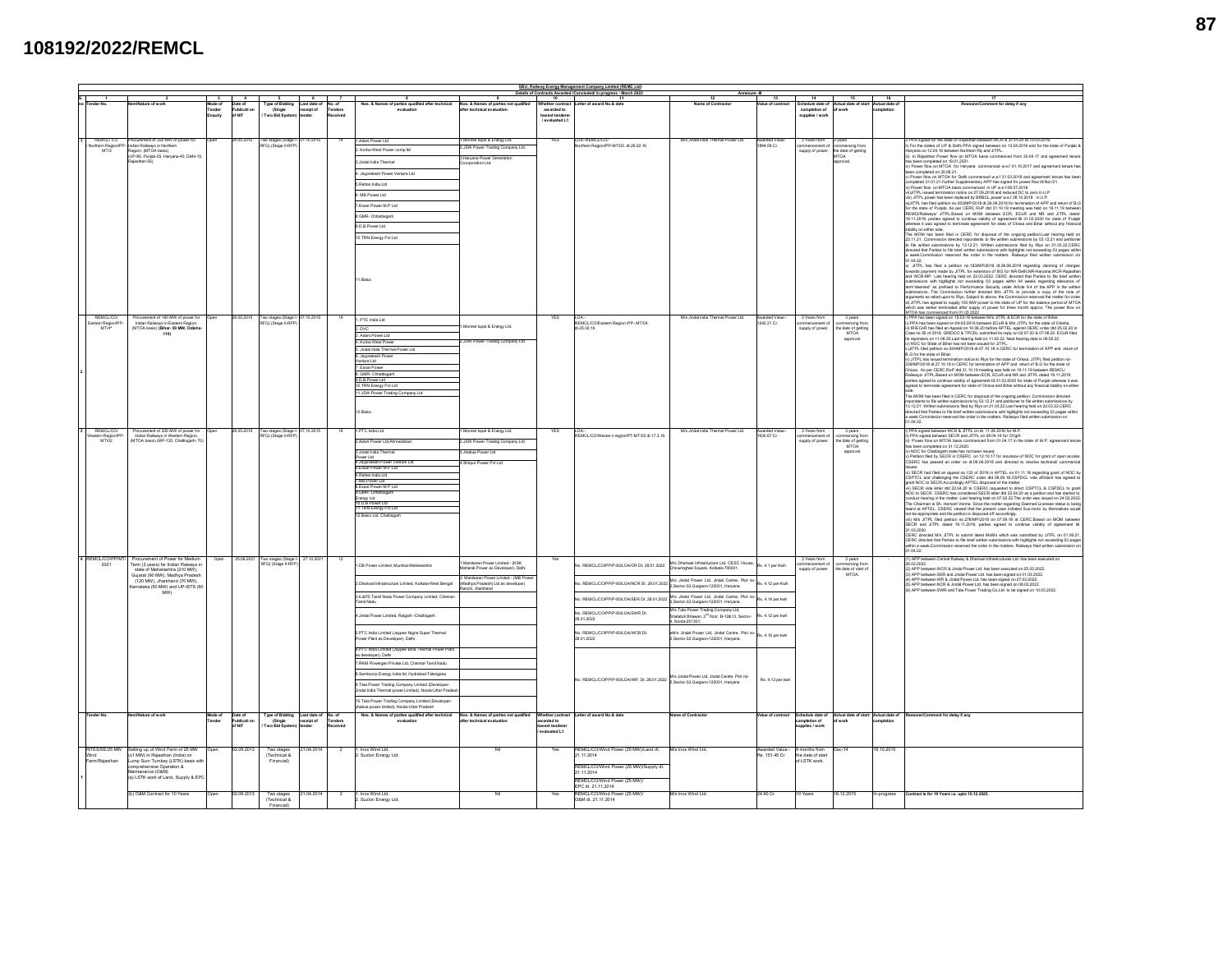# 108192/2022/REMCL

**SBU: Railway Energy Management Company Limited (REMC Ltd)**

**Details of Contracts Awarded /Concluded/ in progress - March 2022**

Annexure -III

| S. no | Tender No. | Item/Nature of work | Mode of Tender Enquiry | Date of Publication of NIT | Type of Bidding (Single / Two Bid System) | Last date of receipt of tender | No. of Tenders Received | Nos. & Names of parties qualified after technical evaluation | Nos. & Names of parties not qualified after technical evaluation | Whether contract awarded to lowest tenderer / evaluated L1 | Letter of award No.& date | Name of Contractor | Value of contract | Schedule date of completion of supplies / work | Actual date of start of work | Actual date of completion | Reasons/Comment for delay if any |
|---|---|---|---|---|---|---|---|---|---|---|---|---|---|---|---|---|---|
| 1 | 2 | 3 | 4 | 5 | 6 | 7 | 8 | 9 | 10 | 11 | 12 | 13 | 14 | 15 | 16 | 17 | |
| 1 | REMCL/CO/ Northern Region/PP-MT/3 | Procurement of 225 MW of power for Indian Railways in Northern Region. (MTOA basis) (UP-85, Punjab-25, Haryana-40, Delhi-15, Rajasthan-55) | Open | 05.05.2015 | Two stages (Stage I- RFQ) (Stage II-RFP) | 07.10.2015 | 14 | 1.Adani Power Ltd<br>2. Korba West Power comp ltd<br>3.Jindal India Thermal<br>4. Jaypeekesh Power Venture Ltd<br>5.Rattan India Ltd<br>6. MB Power Ltd<br>7.Essar Power M.P Ltd<br>8.GMR- Chhattisgarh<br>9.D.B Power Ltd<br>10.TRN Energy Pvt Ltd<br>11.Balco | 1.Monnet Ispat & Energy Ltd.<br>2.JSW Power Trading Company Ltd.<br>3.Haryana Power Generation Coorporation Ltd. | YES | LOA- REMCL/CO/ Northern Region/PP-MT/03. dt.26.02.16 | M/s Jindal India Thermal Power Ltd. | Awarded Value- 1894.59 Cr. | 3 Years from commencement of supply of power. | 3 years commencing from the date of getting MTOA approval. | - | i) PPA signed for the state of Rajasthan between WCR & JITPL dt 15-03-2016. ii) For the states of UP & Delhi PPA signed between on 13.04.2016 and for the state of Punjab & Haryana on 12.04.16 between Northern Rly and JITPL. iii) In Rajasthan Power flow on MTOA basis commenced from 20.04.17 and agreement tenure has been completed on 19.01.2021. iv) Power flow on MTOA for Haryana commenced w.e.f 01.10.2017 and agreement tenure has been completed on 30.06.21. v) Power flow on MTOA for Delhi commenced w.e.f 31.03.2018 and agreement tenure has been completed 31.01.21.Further Supplementary APP has signed for power flow till Nov'21. vi) Power flow on MTOA basis commenced in UP w.e.f 08.07.2018. vii)JITPL issued termination notice on 27.09.2018 and reduced DC to zero in U.P. viii) JITPL power has been replaced by BRBCL power w.e.f 26.10.2018 in U.P. ix)JITPL has filed petition no-303/MP/2018 dt.26.09.2018 for termination of APP and return of B.G for the state of Punjab. As per CERC RoP dtd 31.10.19 meeting was held on 19.11.19 between REMCL/Railways/ JITPL.Based on MOM between ECR, ECoR and NR and JITPL dated 19.11.2019, parties agreed to continue validity of agreement till 31.03.2020 for state of Punjab whereas it was agreed to terminate agreement for state of Orissa and Bihar without any financial liability on either side. The MOM has been filed in CERC for disposal of the ongoing petition.Last hearing held on 23.11.21. Commission directed respondents to file written submissions by 03.12.21 and petitioner to file written submissions by 13.12.21. Written submissions filed by Rlys on 21.03.22.CERC directed that Parties to file brief written submissions with highlights not exceeding 03 pages within a week.Commission reserved the order in the matters. Railways filed written submission on 01.04.22. x) JITPL has filed a petition no.183/MP/2019 dt.26.06.2019 regarding claiming of charges towards payment made by JITPL for extension of BG for NR-Delhi,NR-Haryana,WCR-Rajasthan and WCR-MP. Last hearing held on 22.03.2022. CERC directed that Parties to file brief written submissions with highlights not exceeding 03 pages within 04 weeks regarding relevance of term'deemed' as prefixed to Performance Security under Article 9.4 of the APP in the written submissions. The Commission further directed M/s JITPL to provide a copy of the note of arguments as relied upon to Rlys. Subject to above, the Commission reserved the matter for order. xi) JITPL has agreed to supply 100 MW power to the state of UP for the balance period of MTOA which was earlier terminated after supply of power for three month approx. The power flow on MTOA has commenced from 01.03.2022 |
| 2 | REMCL/CO/ Eastern Region/PP-MT/4* | Procurement of 160 MW of power for Indian Railways in Eastern Region. (MTOA basis) (Bihar- 50 MW, Odisha- 110) | Open | 05.05.2015 | Two stages (Stage I- RFQ) (Stage II-RFP) | 07.10.2015 | 14 | 1. PTC India Ltd<br>2. DVC<br>3. Adani Power Ltd<br>4. Korba West Power<br>5. Jindal India Thermal Power Ltd<br>6. Jaypeekesh Power Venture Ltd<br>7. Essar Power<br>8. GMR- Chhattisgarh<br>9.D.B Power Ltd<br>10.TRN Energy Pvt Ltd<br>11.JSW Power Trading Company Ltd<br>12.Balco | 1.Monnet Ispat & Energy Ltd.<br>2.JSW Power Trading Company Ltd | YES | LOA- REMCL/CO/Eastern Region /PP- MT/04. dt.25.02.16 | M/s Jindal India Thermal Power Ltd. | Awarded Value- 1242.21 Cr. | 3 Years from commencement of supply of power. | 3 years commencing from the date of getting MTOA approval. | | i) PPA has been signed on 15-03-16 between M/s JITPL & ECR for the state of Bihar. ii) PPA has been signed on 04-03-2016 between ECoR & M/s JITPL for the state of Odisha. iii) IRECoR has filed an Appeal on 10.06.20 before APTEL against OERC order dtd 20.02.20 in Case no.55 of 2016. GRIDCO & TPCDL submitted its reply on 02.07.20 & 07.08.20. ECoR filed its rejoinders on 11.08.20 Last hearing held on 11.02.22. Next hearing date is 06.05.22. iv) NOC for State of Bihar has not been issued for JITPL. v)JITPL filed petition no-304/MP/2018 dt.07.10.18 in CERC for termination of APP and return of B.G for the state of Bihar. vi) JITPL has issued termination notice to Rlys for the state of Orissa. JITPL filed petition no-338/MP/2018 dt.27.10.18 in CERC for termination of APP and return of B.G for the state of Orissa. As per CERC RoP dtd 31.10.19 meeting was held on 19.11.19 between REMCL/ Railways/ JITPL.Based on MOM between ECR, ECoR and NR and JITPL dated 19.11.2019, parties agreed to continue validity of agreement till 31.03.2020 for state of Punjab whereas it was agreed to terminate agreement for state of Orissa and Bihar without any financial liability on either side. The MOM has been filed in CERC for disposal of the ongoing petition. Commission directed respondents to file written submissions by 03.12.21 and petitioner to file written submissions by 13.12.21. Written submissions filed by Rlys on 21.03.22.Last hearing held on 22.03.22.CERC directed that Parties to file brief written submissions with highlights not exceeding 03 pages within a week.Commission reserved the order in the matters. Railways filed written submission on 01.04.22. |
| 3 | REMCL/CO/ Western Region/PP-MT/02 | Procurement of 205 MW of power for Indian Railways in Western Region. (MTOA basis) (MP-135, Chattisgarh- 70) | Open | 05.05.2015 | Two stages (Stage I- RFQ) (Stage II-RFP) | 07.10.2015 | 16 | 1.PTC India Ltd<br>2.Adani Power Ltd,Ahmedabad<br>3.Jindal India Thermal Power Ltd<br>4.Jaypraksh Power Venture Ltd<br>5.Essar Power M.P Ltd<br>6.Rattan India Ltd<br>7.MB Power Ltd<br>8.Essar Power M.P Ltd<br>9.GMR- Chhattisgarh Energy Ltd<br>10.D.B Power Ltd<br>11.TRN Energy Pvt Ltd<br>12.Balco Ltd, Chattisgarh | 1.Monnet Ispat & Energy Ltd.<br>2.JSW Power Trading Company Ltd<br>3.Jhabua Power Ltd<br>4.Shirpur Power Pvt Ltd | YES | LOA- REMCL/CO/Wester n region/PT-MT/02 dt.17.3.16. | M/s Jindal India Thermal Power Ltd. | Awarded Value- 1630.67 Cr. | 3 Years from commencement of supply of power. | 3 years commencing from the date of getting MTOA approval. | | i) PPA signed between WCR & JITPL on dt. 11.04.2016 for M.P. ii) PPA signed between SECR and JITPL on 05.04.16 for Chrgrh. iii) Power flow on MTOA basis commenced from 01.04.17 in the state of M.P. agreement tenure has been completed on 31.12.2020. iv) NOC for Chattisgarh state has not been issued. v) Petition filed by SECR in CSERC on 12.10.17 for issuance of NOC for grant of open access. CSERC has passed an order on dt.06.06.2018 and directed to resolve technical commercial issues. vi) SECR had filed an appeal no.132 of 2019 in APTEL on 01.11.18 regarding grant of NOC by CSPTCL and challenging the CSERC order dtd 06.06.18.CSPDCL vide affidavit has agreed to grant NOC to SECR.Accordingly APTEL disposed of the matter. vii) SECR vide letter dtd 22.04.20 to CSERC requested to direct CSPTCL & CSPDCL to grant NOC to SECR. CSERC has considered SECR letter dtd 22.04.20 as a petition and has started to conduct hearing in the matter. Last hearing held on 07.02.22.The order was issued on 24.02.2022. The Chairman is Sh. Hemant Verma. Since the matter regarding Deemed Licensee status is being heard at APTEL, CSERC viewed that the present case initiated Suo-moto by themselves would not be appropriate and the petition is disposed off accordingly. viii) M/s JITPL filed petition no.278/MP/2018 on 07.09.18 at CERC.Based on MOM between SECR and JITPL dated 19.11.2019, parties agreed to continue validity of agreement till 31.03.2020. CERC directed M/s JITPL to submit latest MoMs which was submitted by JITPL on 01.06.21. CERC directed that Parties to file brief written submissions with highlights not exceeding 03 pages within a week.Commission reserved the order in the matters. Railways filed written submission on 01.04.22. |
| 4 | REMCL/CO/PP/MT/2021 | Procurement of Power for Medium Term (3 years) for Indian Railways in state of Maharashtra (210 MW), Gujarat (90 MW), Madhya Pradesh (120 MW), Jharkhand (70 MW), Karnataka (50 MW) and UP-ISTS (60 MW) | Open | 25.08.2021 | Two stages (Stage I- RFQ) (Stage II-RFP) | 27.10.2021 | 12 | 1.DB Power Limited, Mumbai-Maharashtra<br>2.Dhariwal Infrastructure Limited, Kolkata-West Bengal<br>3.IL&FS Tamil Nadu Power Company Limited, Chennai-Tamil Nadu<br>4.Jindal Power Limited, Raigarh -Chattisgarh<br>5.PTC India Limited (Jaypee Nigrie Super Thermal Power Plant as Developer), Delhi<br>6.PTC India Limited (Jaypee Bina Thermal Power Plant as developer), Delhi<br>7.RKM Powergen Private Ltd, Chennai-Tamil Nadu<br>8.Sembcorp Energy India ltd, Hydrabad-Telangana<br>9.Tata Power Trading Company Limited (Developer-Jindal India Thermal power Limited), Noida-Uttar Pradesh<br>10.Tata Power Trading Company Limited (Developer-Jhabua power limited), Noida-Uttar Pradesh | 1.Maruteeran Power Limited - (KSK Mahandi Power as Developer), Delhi<br>2.Maruteeran Power Limited - (MB Power (Madhya Pradesh) Ltd as developer) Ranchi, Jharkhand | Yes | No. REMCL/CO/PP/P-83/LOA/CR Dt. 28.01.2022<br>No. REMCL/CO/PP/P-83/LOA/NCR Dt. 28.01.2022<br>No. REMCL/CO/PP/P-83/LOA/SER Dt. 28.01.2022<br>No. REMCL/CO/PP/P-83/LOA/SWR Dt. 28.01.2022<br>No. REMCL/CO/PP/P-83/LOA/WCR Dt. 28.01.2022<br>No. REMCL/CO/PP/P-83/LOA/WR Dt. 28.01.2022 | M/s Dhariwal Infrastructure Ltd, CESC House, Chowringhee Square, Kolkata-700001.<br>M/s Jindal Power Ltd, Jindal Centre, Plot no-2,Sector-32,Gurgaon-122001, Haryana.<br>M/s Jindal Power Ltd, Jindal Centre, Plot no-2,Sector-32,Gurgaon-122001, Haryana.<br>M/s Tata Power Trading Company Ltd, Shatabdi Bhawan, 2nd floor, B-12&13, Sector-4, Noida-201301.<br>M/s Jindal Power Ltd, Jindal Centre, Plot no-2,Sector-32,Gurgaon-122001, Haryana.<br>M/s Jindal Power Ltd, Jindal Centre, Plot no-2,Sector-32,Gurgaon-122001, Haryana | Rs. 4.1 per Kwh<br>Rs. 4.12 per Kwh<br>Rs. 4.14 per kwh<br>Rs. 4.12 per kwh<br>Rs. 4.15 per kwh<br>Rs. 4.13 per kwh | 3 Years from commencement of supply of power. | 3 years commencing from the date of start of MTOA. | - | (1) APP between Central Railway & Dhariwal Infrastructures Ltd. has been executed on 28.02.2022. (2) APP between WCR & Jindal Power Ltd. has been executed on 25.02.2022. (3) APP between SER and Jindal Power Ltd. has been signed on 01.03.2022. (4) APP between WR & Jindal Power Ltd. has been signed on 07.03.2022. (5) APP between NCR & Jindal Power Ltd. has been signed on 08.03.2022. (6) APP between SWR and Tata Power Trading Co.Ltd. to be signed on 10.03.2022. |

| S. no | Tender No. | Item/Nature of work | Mode of Tender | Date of Publication of NIT | Type of Bidding (Single / Two Bid System) | Last date of receipt of tender | No. of Tenders Received | Nos. & Names of parties qualified after technical evaluation | Nos. & Names of parties not qualified after technical evaluation | Whether contract awarded to lowest tenderer / evaluated L1 | Letter of award No.& date | Name of Contractor | Value of contract | Schedule date of completion of supplies / work | Actual date of start of work | Actual date of completion | Reasons/Comment for delay if any |
|---|---|---|---|---|---|---|---|---|---|---|---|---|---|---|---|---|---|
| 1 | RITES/EE/25 MW Wind Farm/Rajasthan | Setting up of Wind Farm of 25 MW (a1 MW) in Rajasthan (India) on Lump Sum Turnkey (LSTK) basis with comprehensive Operation & Maintanance (O&M)<br>(a) LSTK work of Land, Supply & EPC | Open | 02.09.2013 | Two stages (Technical & Financial) | 21.04.2014 | 2 | 1. Inox Wind Ltd.<br>2. Suzlon Energy Ltd. | Nil | Yes | REMCL/CO/Wind Power (25 MW)/Land dt. 21.11.2014<br>REMCL/CO/Wind Power (25 MW)/Supply dt. 21.11.2014<br>REMCL/CO/Wind Power (25 MW)/ EPC dt. 21.11.2014 | M/s Inox Wind Ltd. | Awarded Value - Rs. 151.45 Cr. | 9 months from the date of start of LSTK work. | Dec-14 | 16.10.2015 | - |
| | | (b) O&M Contract for 10 Years | Open | 02.09.2013 | Two stages (Technical & Financial) | 21.04.2014 | 2 | 1. Inox Wind Ltd.<br>2. Suzlon Energy Ltd. | Nil | Yes | REMCL/CO/Wind Power (25 MW)/ O&M dt. 21.11.2014 | M/s Inox Wind Ltd. | 24.90 Cr. | 10 Years | 16.12.2015 | In-progress | **Contract is for 10 Years i.e. upto 15.12.2025.** |